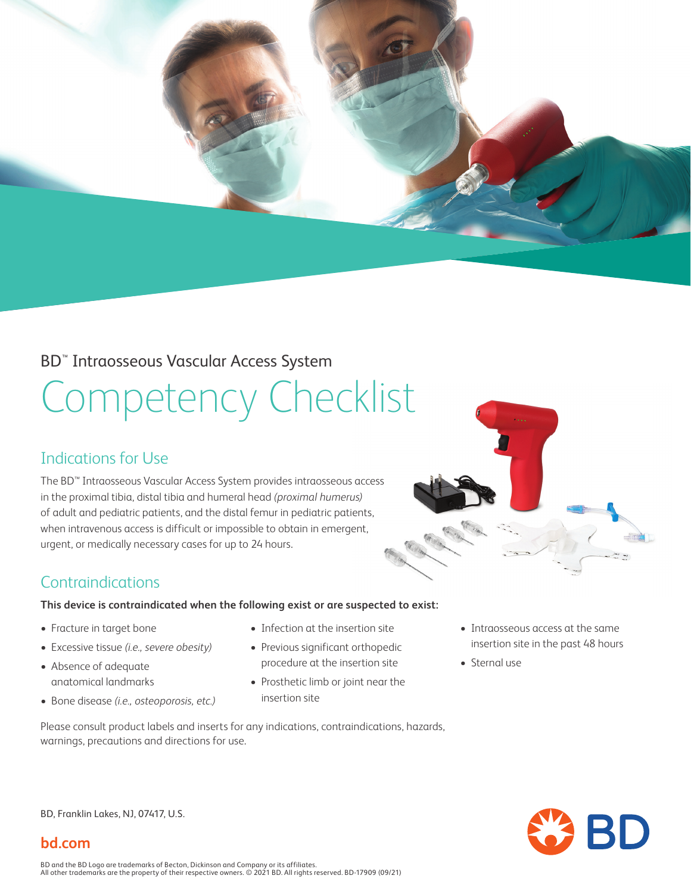BD™ Intraosseous Vascular Access System

# Competency Checklist

## Indications for Use

The BD™ Intraosseous Vascular Access System provides intraosseous access in the proximal tibia, distal tibia and humeral head *(proximal humerus)* of adult and pediatric patients, and the distal femur in pediatric patients, when intravenous access is difficult or impossible to obtain in emergent, urgent, or medically necessary cases for up to 24 hours.

## Contraindications

**This device is contraindicated when the following exist or are suspected to exist:**

- Fracture in target bone
- Excessive tissue *(i.e., severe obesity)*
- Absence of adequate anatomical landmarks
- Bone disease *(i.e., osteoporosis, etc.)*
- Infection at the insertion site
- Previous significant orthopedic procedure at the insertion site
- Prosthetic limb or joint near the insertion site
- Intraosseous access at the same insertion site in the past 48 hours
- Sternal use

Please consult product labels and inserts for any indications, contraindications, hazards, warnings, precautions and directions for use.

BD, Franklin Lakes, NJ, 07417, U.S.

**bd.com**

BD and the BD Logo are trademarks of Becton, Dickinson and Company or its affiliates.
All other trademarks are the property of their respective owners. © 2021 BD. All rights reserved. BD-17909 (09/21)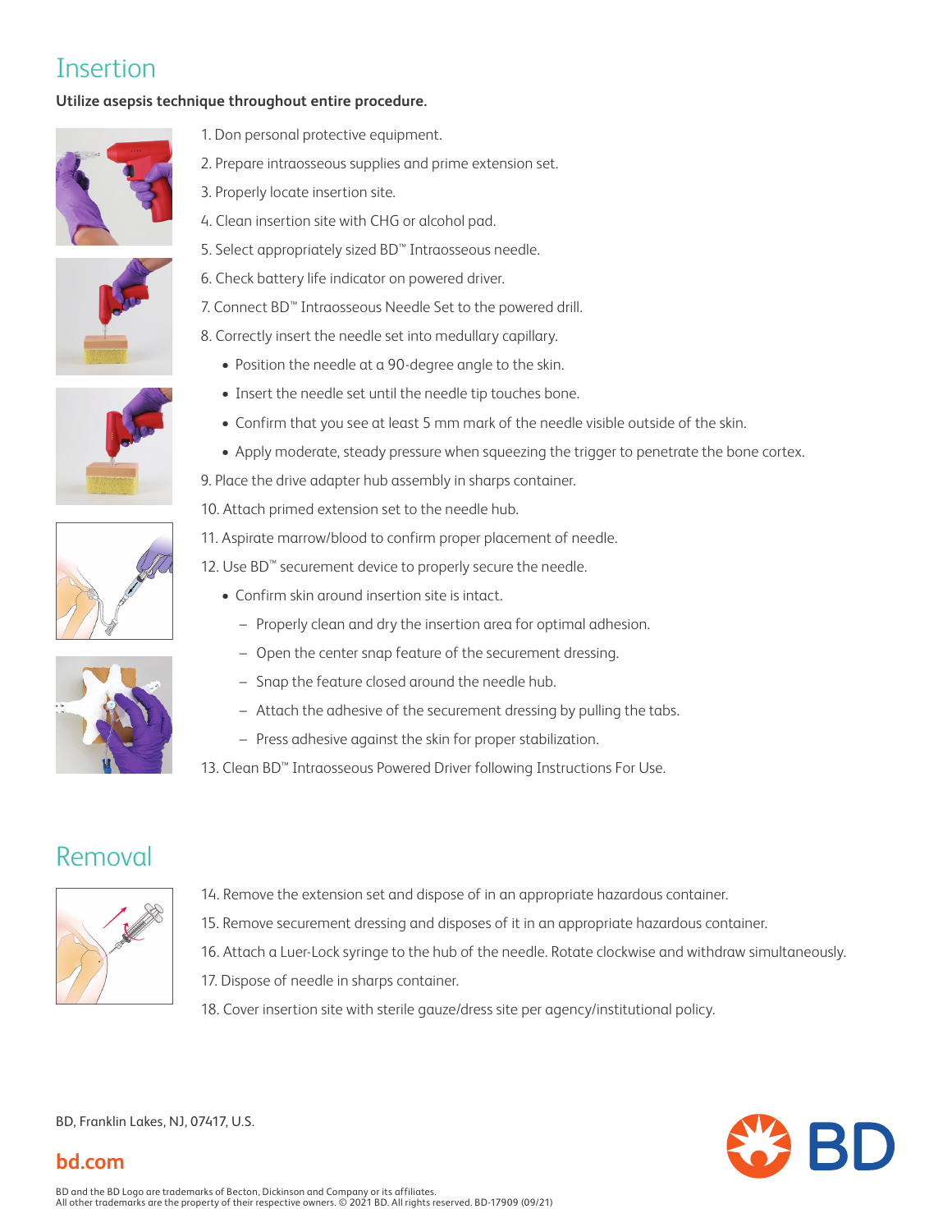## Insertion

**Utilize asepsis technique throughout entire procedure.**

1. Don personal protective equipment.
2. Prepare intraosseous supplies and prime extension set.
3. Properly locate insertion site.
4. Clean insertion site with CHG or alcohol pad.
5. Select appropriately sized BD™ Intraosseous needle.
6. Check battery life indicator on powered driver.
7. Connect BD™ Intraosseous Needle Set to the powered drill.
8. Correctly insert the needle set into medullary capillary.
   - Position the needle at a 90-degree angle to the skin.
   - Insert the needle set until the needle tip touches bone.
   - Confirm that you see at least 5 mm mark of the needle visible outside of the skin.
   - Apply moderate, steady pressure when squeezing the trigger to penetrate the bone cortex.
9. Place the drive adapter hub assembly in sharps container.
10. Attach primed extension set to the needle hub.
11. Aspirate marrow/blood to confirm proper placement of needle.
12. Use BD™ securement device to properly secure the needle.
    - Confirm skin around insertion site is intact.
      - Properly clean and dry the insertion area for optimal adhesion.
      - Open the center snap feature of the securement dressing.
      - Snap the feature closed around the needle hub.
      - Attach the adhesive of the securement dressing by pulling the tabs.
      - Press adhesive against the skin for proper stabilization.
13. Clean BD™ Intraosseous Powered Driver following Instructions For Use.

## Removal

14. Remove the extension set and dispose of in an appropriate hazardous container.
15. Remove securement dressing and disposes of it in an appropriate hazardous container.
16. Attach a Luer-Lock syringe to the hub of the needle. Rotate clockwise and withdraw simultaneously.
17. Dispose of needle in sharps container.
18. Cover insertion site with sterile gauze/dress site per agency/institutional policy.

BD, Franklin Lakes, NJ, 07417, U.S.

**bd.com**

BD and the BD Logo are trademarks of Becton, Dickinson and Company or its affiliates.
All other trademarks are the property of their respective owners. © 2021 BD. All rights reserved. BD-17909 (09/21)